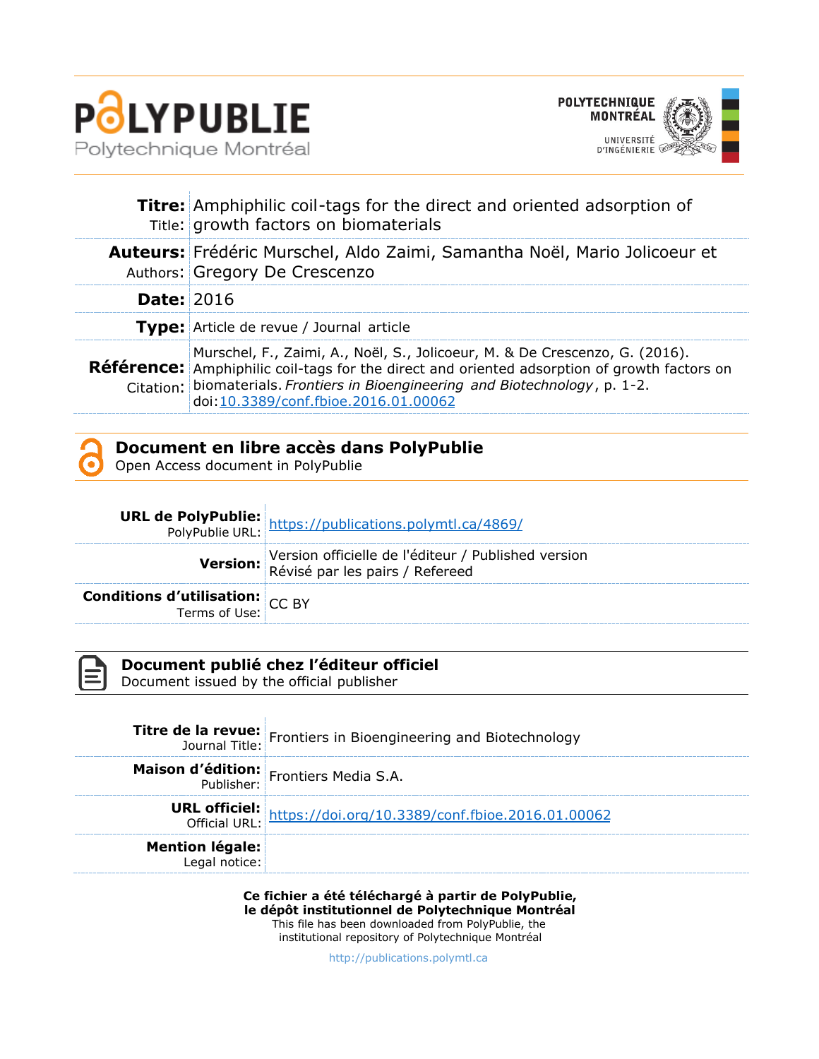# PolyPublie

Polytechnique Montréal

POLYTECHNIQUE MONTRÉAL
UNIVERSITÉ D'INGÉNIERIE

| | |
|---|---|
| **Titre:** Title: | Amphiphilic coil-tags for the direct and oriented adsorption of growth factors on biomaterials |
| **Auteurs:** Authors: | Frédéric Murschel, Aldo Zaimi, Samantha Noël, Mario Jolicoeur et Gregory De Crescenzo |
| **Date:** | 2016 |
| **Type:** | Article de revue / Journal article |
| **Référence:** Citation: | Murschel, F., Zaimi, A., Noël, S., Jolicoeur, M. & De Crescenzo, G. (2016). Amphiphilic coil-tags for the direct and oriented adsorption of growth factors on biomaterials. *Frontiers in Bioengineering and Biotechnology*, p. 1-2. doi:10.3389/conf.fbioe.2016.01.00062 |

## Document en libre accès dans PolyPublie
Open Access document in PolyPublie

| | |
|---|---|
| **URL de PolyPublie:** PolyPublie URL: | https://publications.polymtl.ca/4869/ |
| **Version:** | Version officielle de l'éditeur / Published version Révisé par les pairs / Refereed |
| **Conditions d'utilisation:** Terms of Use: | CC BY |

## Document publié chez l'éditeur officiel
Document issued by the official publisher

| | |
|---|---|
| **Titre de la revue:** Journal Title: | Frontiers in Bioengineering and Biotechnology |
| **Maison d'édition:** Publisher: | Frontiers Media S.A. |
| **URL officiel:** Official URL: | https://doi.org/10.3389/conf.fbioe.2016.01.00062 |
| **Mention légale:** Legal notice: | |

**Ce fichier a été téléchargé à partir de PolyPublie, le dépôt institutionnel de Polytechnique Montréal**

This file has been downloaded from PolyPublie, the institutional repository of Polytechnique Montréal

http://publications.polymtl.ca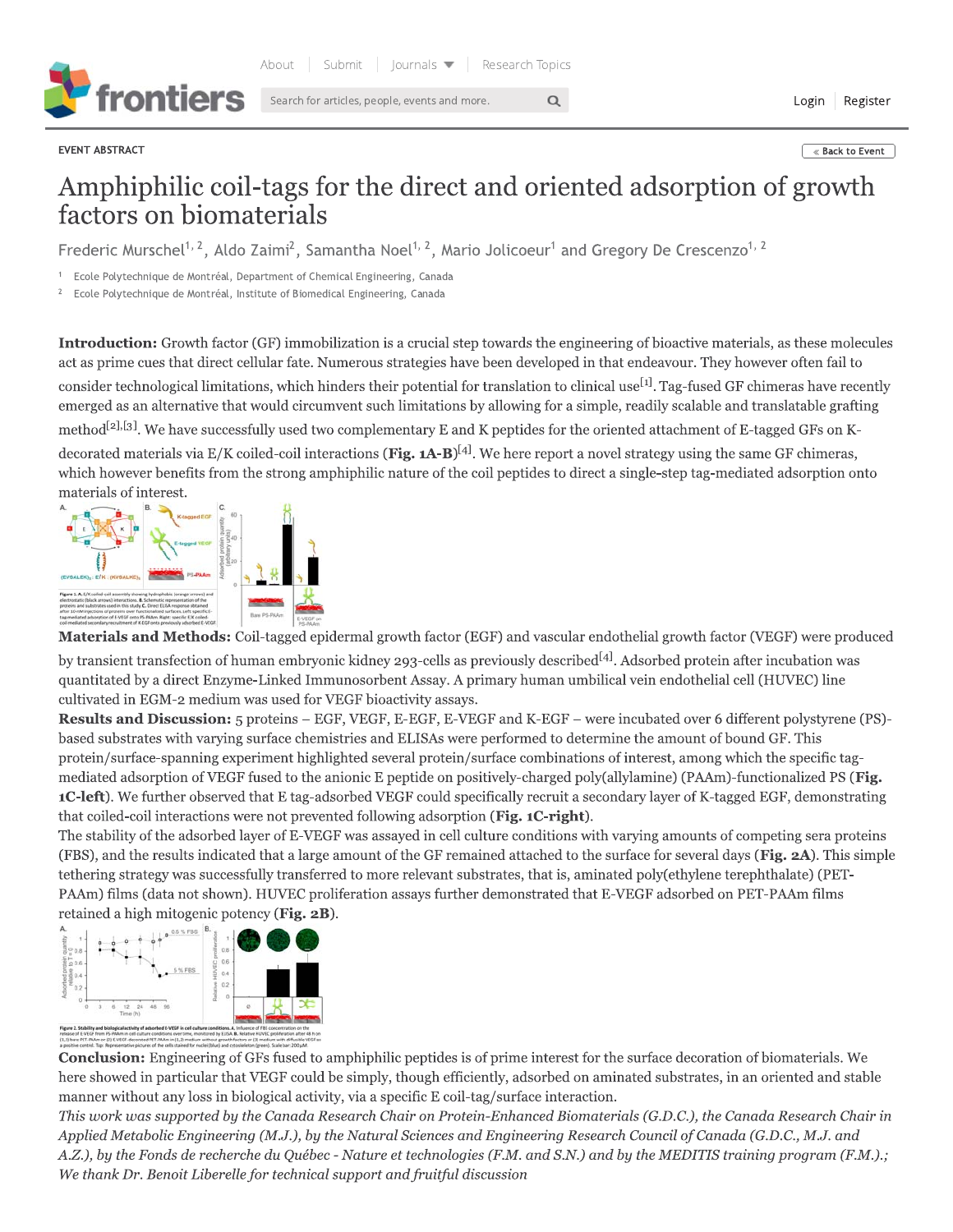EVENT ABSTRACT

# Amphiphilic coil-tags for the direct and oriented adsorption of growth factors on biomaterials

Frederic Murschel[1, 2], Aldo Zaimi[2], Samantha Noel[1, 2], Mario Jolicoeur[1] and Gregory De Crescenzo[1, 2]

[1] Ecole Polytechnique de Montréal, Department of Chemical Engineering, Canada

[2] Ecole Polytechnique de Montréal, Institute of Biomedical Engineering, Canada

**Introduction:** Growth factor (GF) immobilization is a crucial step towards the engineering of bioactive materials, as these molecules act as prime cues that direct cellular fate. Numerous strategies have been developed in that endeavour. They however often fail to consider technological limitations, which hinders their potential for translation to clinical use[1]. Tag-fused GF chimeras have recently emerged as an alternative that would circumvent such limitations by allowing for a simple, readily scalable and translatable grafting method[2],[3]. We have successfully used two complementary E and K peptides for the oriented attachment of E-tagged GFs on K-decorated materials via E/K coiled-coil interactions (**Fig. 1A-B**)[4]. We here report a novel strategy using the same GF chimeras, which however benefits from the strong amphiphilic nature of the coil peptides to direct a single-step tag-mediated adsorption onto materials of interest.

Figure 1. A. E/K coiled-coil assembly showing hydrophobic (orange arrows) and electrostatic (black arrows) interactions. B. Schematic representation of the proteins and substrates used in this study. C. Direct ELISA response obtained after 10-min injections of proteins over functionalized surfaces. Left: specific tag-mediated adsorption of E-VEGF onto PS-PAAm. Right: specific E/K coiled-coil-mediated secondary recruitment of K-EGF onto previously adsorbed E-VEGF.

**Materials and Methods:** Coil-tagged epidermal growth factor (EGF) and vascular endothelial growth factor (VEGF) were produced by transient transfection of human embryonic kidney 293-cells as previously described[4]. Adsorbed protein after incubation was quantitated by a direct Enzyme-Linked Immunosorbent Assay. A primary human umbilical vein endothelial cell (HUVEC) line cultivated in EGM-2 medium was used for VEGF bioactivity assays.

**Results and Discussion:** 5 proteins – EGF, VEGF, E-EGF, E-VEGF and K-EGF – were incubated over 6 different polystyrene (PS)-based substrates with varying surface chemistries and ELISAs were performed to determine the amount of bound GF. This protein/surface-spanning experiment highlighted several protein/surface combinations of interest, among which the specific tag-mediated adsorption of VEGF fused to the anionic E peptide on positively-charged poly(allylamine) (PAAm)-functionalized PS (**Fig. 1C-left**). We further observed that E tag-adsorbed VEGF could specifically recruit a secondary layer of K-tagged EGF, demonstrating that coiled-coil interactions were not prevented following adsorption (**Fig. 1C-right**).

The stability of the adsorbed layer of E-VEGF was assayed in cell culture conditions with varying amounts of competing sera proteins (FBS), and the results indicated that a large amount of the GF remained attached to the surface for several days (**Fig. 2A**). This simple tethering strategy was successfully transferred to more relevant substrates, that is, aminated poly(ethylene terephthalate) (PET-PAAm) films (data not shown). HUVEC proliferation assays further demonstrated that E-VEGF adsorbed on PET-PAAm films retained a high mitogenic potency (**Fig. 2B**).

Figure 2. Stability and biological activity of adsorbed E-VEGF in cell culture conditions. A. Influence of FBS concentration on the release of E-VEGF from PS-PAAm in cell culture conditions over time, monitored by ELISA. B. Relative HUVEC proliferation after 48 h on (1,1) bare PET-PAAm or (2) E-VEGF-decorated PET-PAAm in (1,2) medium without growth factors or (3) medium with diffusible VEGF as a positive control. Top: Representative pictures of the cells stained for nuclei (blue) and cytoskeleton (green). Scale bar: 200 µM.

**Conclusion:** Engineering of GFs fused to amphiphilic peptides is of prime interest for the surface decoration of biomaterials. We here showed in particular that VEGF could be simply, though efficiently, adsorbed on aminated substrates, in an oriented and stable manner without any loss in biological activity, via a specific E coil-tag/surface interaction.

*This work was supported by the Canada Research Chair on Protein-Enhanced Biomaterials (G.D.C.), the Canada Research Chair in Applied Metabolic Engineering (M.J.), by the Natural Sciences and Engineering Research Council of Canada (G.D.C., M.J. and A.Z.), by the Fonds de recherche du Québec - Nature et technologies (F.M. and S.N.) and by the MEDITIS training program (F.M.).; We thank Dr. Benoit Liberelle for technical support and fruitful discussion*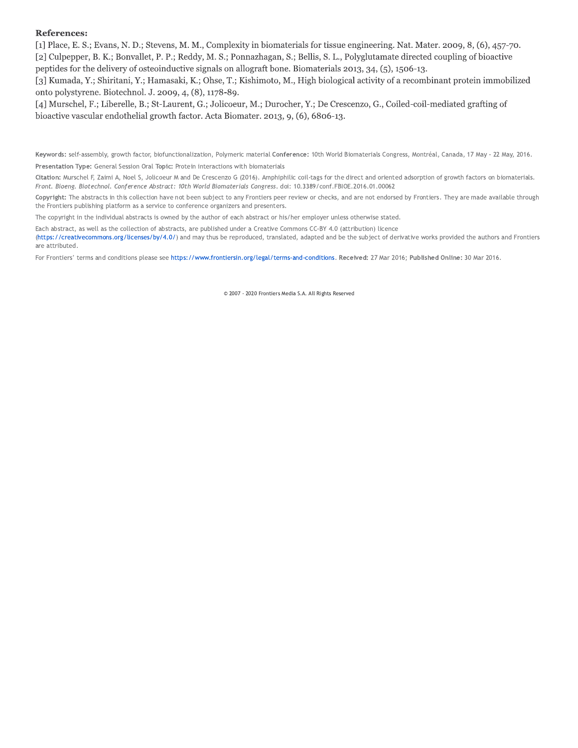**References:**

[1] Place, E. S.; Evans, N. D.; Stevens, M. M., Complexity in biomaterials for tissue engineering. Nat. Mater. 2009, 8, (6), 457-70.
[2] Culpepper, B. K.; Bonvallet, P. P.; Reddy, M. S.; Ponnazhagan, S.; Bellis, S. L., Polyglutamate directed coupling of bioactive peptides for the delivery of osteoinductive signals on allograft bone. Biomaterials 2013, 34, (5), 1506-13.
[3] Kumada, Y.; Shiritani, Y.; Hamasaki, K.; Ohse, T.; Kishimoto, M., High biological activity of a recombinant protein immobilized onto polystyrene. Biotechnol. J. 2009, 4, (8), 1178-89.
[4] Murschel, F.; Liberelle, B.; St-Laurent, G.; Jolicoeur, M.; Durocher, Y.; De Crescenzo, G., Coiled-coil-mediated grafting of bioactive vascular endothelial growth factor. Acta Biomater. 2013, 9, (6), 6806-13.

**Keywords:** self-assembly, growth factor, biofunctionalization, Polymeric material **Conference:** 10th World Biomaterials Congress, Montréal, Canada, 17 May - 22 May, 2016.

**Presentation Type:** General Session Oral **Topic:** Protein interactions with biomaterials

**Citation:** Murschel F, Zaimi A, Noel S, Jolicoeur M and De Crescenzo G (2016). Amphiphilic coil-tags for the direct and oriented adsorption of growth factors on biomaterials. *Front. Bioeng. Biotechnol. Conference Abstract: 10th World Biomaterials Congress*. doi: 10.3389/conf.FBIOE.2016.01.00062

**Copyright:** The abstracts in this collection have not been subject to any Frontiers peer review or checks, and are not endorsed by Frontiers. They are made available through the Frontiers publishing platform as a service to conference organizers and presenters.

The copyright in the individual abstracts is owned by the author of each abstract or his/her employer unless otherwise stated.

Each abstract, as well as the collection of abstracts, are published under a Creative Commons CC-BY 4.0 (attribution) licence (https://creativecommons.org/licenses/by/4.0/) and may thus be reproduced, translated, adapted and be the subject of derivative works provided the authors and Frontiers are attributed.

For Frontiers' terms and conditions please see https://www.frontiersin.org/legal/terms-and-conditions. **Received:** 27 Mar 2016; **Published Online:** 30 Mar 2016.

© 2007 - 2020 Frontiers Media S.A. All Rights Reserved